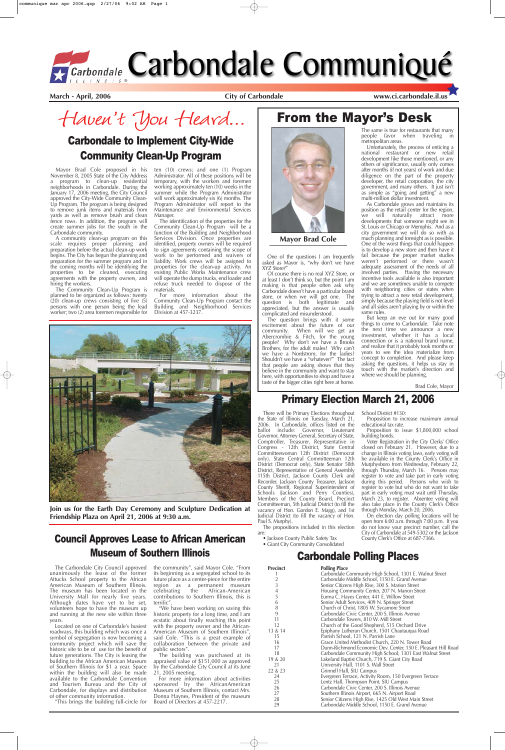# Carbondale Communiqué

**March - April, 2006** | **City of Carbondale** | **www.ci.carbondale.il.us**

*Haven't You Heard...*

## Carbondale to Implement City-Wide Community Clean-Up Program

Mayor Brad Cole proposed in his November 8, 2005 State of the City Address a program to clean-up residential neighborhoods in Carbondale. During the January 17, 2006 meeting, the City Council approved the City-Wide Community Clean-Up Program. The program is being designed to remove junk items and materials from yards as well as remove brush and clean fence rows. In addition, the program will create summer jobs for the youth in the Carbondale community.

A community clean-up program on this scale requires proper planning and preparation before the actual clean-up work begins. The City has begun the planning and preparation for the summer program and in the coming months will be identifying the properties to be cleaned, executing agreements with the property owners, and hiring the workers.

The Community Clean-Up Program is planned to be organized as follows: twenty (20) clean-up crews consisting of five (5) persons with one person being the lead worker; two (2) area foremen responsible for ten (10) crews; and one (1) Program Administrator. All of these positions will be temporary, with the workers and foremen working approximately ten (10) weeks in the summer while the Program Administrator will work approximately six (6) months. The Program Administrator will report to the Maintenance and Environmental Services Manager.

The identification of the properties for the Community Clean-Up Program will be a function of the Building and Neighborhood Services Division. Once properties are identified, property owners will be required to sign agreements containing the scope of work to be performed and waivers of liability. Work crews will be assigned to properties for the clean-up activity. An existing Public Works Maintenance crew will operate the dump trucks, end loader and refuse truck needed to dispose of the materials.

For more information about the Community Clean-Up Program contact the Building and Neighborhood Services Division at 457-3237.

**Join us for the Earth Day Ceremony and Sculpture Dedication at Friendship Plaza on April 21, 2006 at 9:30 a.m.**

## From the Mayor's Desk

**Mayor Brad Cole**

One of the questions I am frequently asked as Mayor is, "why don't we have XYZ Store?"

Of course there is no real XYZ Store, or at least I don't think so, but the point I am making is that people often ask why Carbondale doesn't have a particular brand store, or when we will get one. The question is both legitimate and appreciated, but the answer is usually complicated and misunderstood.

The question brings with it some excitement about the future of our community. When will we get an Abercrombie & Fitch, for the young people? Why don't we have a Brooks Brothers, for the adult males? Why can't we have a Nordstrom, for the ladies? Shouldn't we have a "whatever?" The fact that people are asking shows that they believe in the community and want to stay here, with opportunities to shop and have a taste of the bigger cities right here at home. The same is true for restaurants that many people favor when traveling in metropolitan areas.

Unfortunately, the process of enticing a national restaurant or new retail development like those mentioned, or any others of significance, usually only comes after months (if not years) of work and due diligence on the part of the property developer, the retail corporation, the city government, and many others. It just isn't as simple as "going and getting" a new multi-million dollar investment.

As Carbondale grows and maintains its position as the retail center for the region, we will naturally attract more developments that someone might see in St. Louis or Chicago or Memphis. And as a city government we will do so with as much planning and foresight as is possible. One of the worst things that could happen is to develop a new store and then have it fail because the proper market studies weren't performed or there wasn't adequate assessment of the needs of all involved parties. Having the necessary incentive tools available is also important and we are sometimes unable to compete with neighboring cities or states when trying to attract a new retail development, simply because the playing field is not level and all sides aren't playing by or within the same rules.

But keep an eye out for many good things to come to Carbondale. Take note the next time we announce a new investment, whether it has a local connection or is a national brand name, and realize that it probably took months or years to see the idea materialize from concept to completion. And please keep asking the questions, it helps us stay in touch with the market's direction and where we should be planning.

Brad Cole, Mayor

## Primary Election March 21, 2006

There will be Primary Elections throughout the State of Illinois on Tuesday, March 21, 2006. In Carbondale, offices listed on the ballot include: Governor, Lieutenant Governor, Attorney General, Secretary of State, Comptroller, Treasurer, Representative in Congress - 12th District, State Central Committeewoman 12th District (Democrat only), State Central Committeeman 12th District (Democrat only), State Senator 58th District, Representative of General Assembly 115th District, Jackson County Clerk and Recorder, Jackson County Treasurer, Jackson County Sheriff, Regional Superintendent of Schools (Jackson and Perry Counties), Members of the County Board, Precinct Committeeman, 5th Judicial District (to fill the vacancy of Hon. Gordon E. Maag), and 1st Judicial District (to fill the vacancy of Hon. Paul S. Murphy).

The propositions included in this election are:

- Jackson County Public Safety Tax
- Giant City Community Consolidated School District #130:

Proposition to increase maximum annual educational tax rate.

Proposition to issue $1,800,000 school building bonds.

Voter Registration in the City Clerks' Office closed on February 21. However, due to a change in Illinois voting laws, early voting will be available in the County Clerk's Office in Murphysboro from Wednesday, February 22, through Thursday, March 16. Persons may register to vote and take part in early voting during this period. Persons who wish to register to vote but who do not want to take part in early voting must wait until Thursday, March 23, to register. Absentee voting will also take place in the County Clerk's Office through Monday, March 20, 2006.

On election day polling locations will be open from 6:00 a.m. through 7:00 p.m. If you do not know your precinct number, call the City of Carbondale at 549-5302 or the Jackson County Clerk's Office at 687-7366.

## Council Approves Lease to African American Museum of Southern Illinois

The Carbondale City Council approved unanimously the lease of the former Attucks School property to the African American Museum of Southern Illinois. The museum has been located in the University Mall for nearly five years. Although dates have yet to be set, volunteers hope to have the museum up and running at the new site within three years.

Located on one of Carbondale's busiest roadways, this building which was once a symbol of segregation is now becoming a community project which will save the historic site to be of use for the benefit of future generations. The City is leasing the building to the African American Museum of Southern Illinois for $1 a year. Space within the building will also be made available to the Carbondale Convention and Tourism Bureau and the City of Carbondale, for displays and distribution of other community information.

"This brings the building full-circle for the community", said Mayor Cole. "From its beginning as a segregated school to its future place as a center-piece for the entire region as a permanent museum celebrating the African-American contributions to Southern Illinois, this is terrific".

"We have been working on saving this historic property for a long time, and I am ecstatic about finally reaching this point with the property owner and the African-American Museum of Southern Illinois", said Cole. "This is a great example of collaboration between the private and public sectors".

The building was purchased at its appraised value of $151,000 as approved by the Carbondale City Council at its June 21, 2005 meeting.

For more information about activities sponsored by the African American Museum of Southern Illinois, contact Mrs. Donna Haynes, President of the museum Board of Directors at 457-2217.

## Carbondale Polling Places

| Precinct | Polling Place |
|---|---|
| 1 | Carbondale Community High School, 1301 E. Walnut Street |
| 2 | Carbondale Middle School, 1150 E. Grand Avenue |
| 3 | Senior Citizens High Rise, 300 S. Marion Street |
| 4 | Housing Community Center, 207 N. Marion Street |
| 5 | Eurma C. Hayes Center, 441 E. Willow Street |
| 6 | Senior Adult Services, 409 N. Springer Street |
| 8 | Church of Christ, 1805 W. Sycamore Street |
| 9 | Carbondale Civic Center, 200 S. Illinois Avenue |
| 11 | Carbondale Towers, 810 W. Mill Street |
| 12 | Church of the Good Shepherd, 515 Orchard Drive |
| 13 & 14 | Epiphany Lutheran Church, 1501 Chautauqua Road |
| 15 | Parrish School, 121 N. Parrish Lane |
| 16 | Grace United Methodist Church, 220 N. Tower Road |
| 17 | Dunn-Richmond Economic Dev. Center, 150 E. Pleasant Hill Road |
| 18 | Carbondale Community High School, 1301 East Walnut Street |
| 19 & 20 | Lakeland Baptist Church, 719 S. Giant City Road |
| 21 | University Hall, 1101 S. Wall Street |
| 22 & 23 | Grinnell Hall, SIU Campus |
| 24 | Evergreen Terrace, Activity Room, 150 Evergreen Terrace |
| 25 | Lentz Hall, Thompson Point, SIU Campus |
| 26 | Carbondale Civic Center, 200 S. Illinois Avenue |
| 27 | Southern Illinois Airport, 665 N. Airport Road |
| 28 | Senior Citizens High Rise, 1425 Old West Main Street |
| 29 | Carbondale Middle School, 1150 E. Grand Avenue |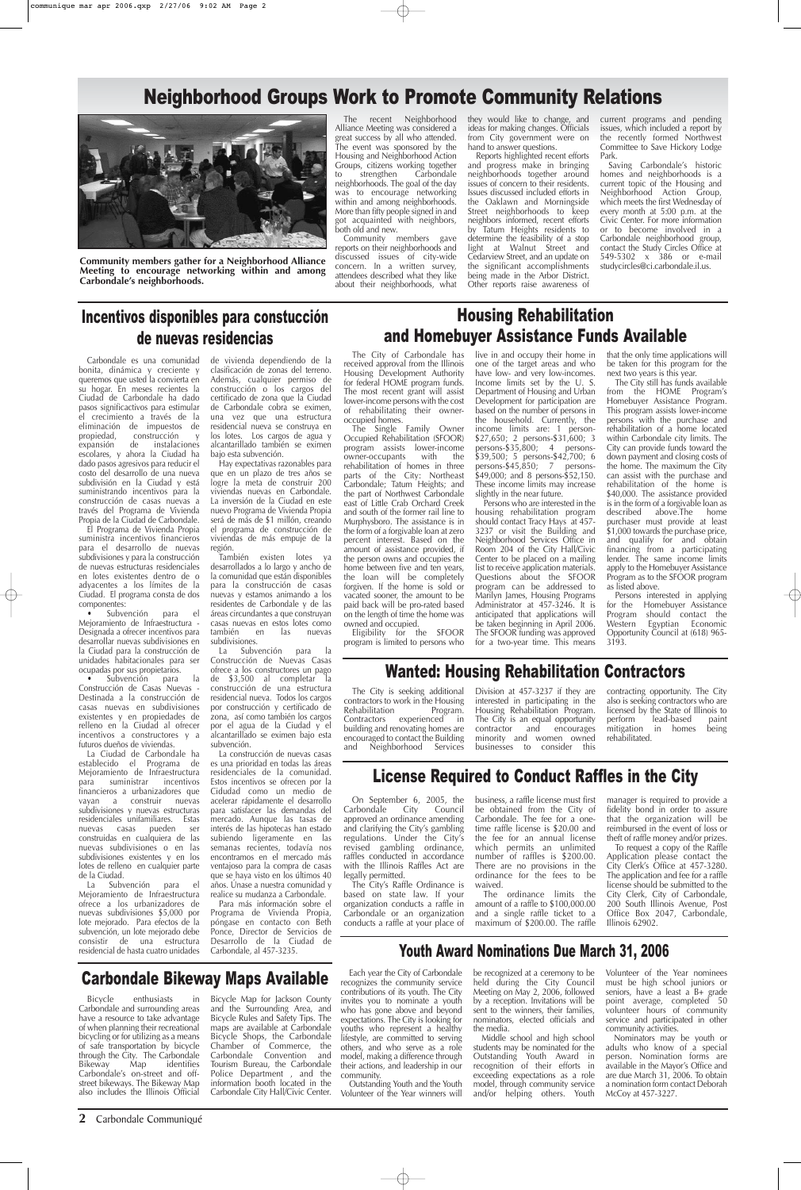# Neighborhood Groups Work to Promote Community Relations

**Community members gather for a Neighborhood Alliance Meeting to encourage networking within and among Carbondale's neighborhoods.**

The recent Neighborhood Alliance Meeting was considered a great success by all who attended. The event was sponsored by the Housing and Neighborhood Action Groups, citizens working together to strengthen Carbondale neighborhoods. The goal of the day was to encourage networking within and among neighborhoods. More than fifty people signed in and got acquainted with neighbors, both old and new.

Community members gave reports on their neighborhoods and discussed issues of city-wide concern. In a written survey, attendees described what they like about their neighborhoods, what they would like to change, and ideas for making changes. Officials from City government were on hand to answer questions.

Reports highlighted recent efforts and progress make in bringing neighborhoods together around issues of concern to their residents. Issues discussed included efforts in the Oaklawn and Morningside Street neighborhoods to keep neighbors informed, recent efforts by Tatum Heights residents to determine the feasibility of a stop light at Walnut Street and Cedarview Street, and an update on the significant accomplishments being made in the Arbor District. Other reports raise awareness of current programs and pending issues, which included a report by the recently formed Northwest Committee to Save Hickory Lodge Park.

Saving Carbondale's historic homes and neighborhoods is a current topic of the Housing and Neighborhood Action Group, which meets the first Wednesday of every month at 5:00 p.m. at the Civic Center. For more information or to become involved in a Carbondale neighborhood group, contact the Study Circles Office at 549-5302 x 386 or e-mail studycircles@ci.carbondale.il.us.

## Incentivos disponibles para constucción de nuevas residencias

Carbondale es una comunidad bonita, dinámica y creciente y queremos que usted la convierta en su hogar. En meses recientes la Ciudad de Carbondale ha dado pasos significacitvos para estimular el crecimiento a través de la eliminación de impuestos de propiedad, construcción y expansión de instalaciones escolares, y ahora la Ciudad ha dado pasos agresivos para reducir el costo del desarrollo de una nueva subdivisión en la Ciudad y está suministrando incentivos para la construcción de casas nuevas a través del Programa de Vivienda Propia de la Ciudad de Carbondale.

El Programa de Vivienda Propia suministra incentivos financieros para el desarrollo de nuevas subdivisiones y para la construcción de nuevas estructuras residenciales en lotes existentes dentro de o adyacentes a los límites de la Ciudad. El programa consta de dos componentes:

- Subvención para el Mejoramiento de Infraestructura - Designada a ofrecer incentivos para desarrollar nuevas subdivisiones en la Ciudad para la construcción de unidades habitacionales para ser ocupadas por sus propietarios.
- Subvención para la Construcción de Casas Nuevas - Destinada a la construcción de casas nuevas en subdivisiones existentes y en propiedades de relleno en la Ciudad al ofrecer incentivos a constructores y a futuros dueños de viviendas.

La Ciudad de Carbondale ha establecido el Programa de Mejoramiento de Infraestructura para suministrar incentivos financieros a urbanizadores que vayan a construir nuevas subdivisiones y nuevas estructuras residenciales unifamiliares. Estas nuevas casas pueden ser construidas en cualquiera de las nuevas subdivisiones o en las subdivisiones existentes y en los lotes de relleno en cualquier parte de la Ciudad.

La Subvención para el Mejoramiento de Infraestructura ofrece a los urbanizadores de nuevas subdivisiones $5,000 por lote mejorado. Para efectos de la subvención, un lote mejorado debe consistir de una estructura residencial de hasta cuatro unidades de vivienda dependiendo de la clasificación de zonas del terreno. Además, cualquier permiso de construcción o los cargos del certificado de zona que la Ciudad de Carbondale cobra se eximen, una vez que una estructura residencial nueva se construya en los lotes. Los cargos de agua y alcantarillado también se eximen bajo esta subvención.

Hay expectativas razonables para que en un plazo de tres años se logre la meta de construir 200 viviendas nuevas en Carbondale. La inversión de la Ciudad en este nuevo Programa de Vivienda Propia será de más de $1 millón, creando el programa de construcción de viviendas de más empuje de la región.

También existen lotes ya desarrollados a lo largo y ancho de la comunidad que están disponibles para la construcción de casas nuevas y estamos animando a los residentes de Carbondale y de las áreas circundantes a que construyan casas nuevas en estos lotes como también en las nuevas subdivisiones.

La Subvención para la Construcción de Nuevas Casas ofrece a los constructores un pago de $3,500 al completar la construcción de una estructura residencial nueva. Todos los cargos por construcción y certificado de zona, así como también los cargos por el agua de la Ciudad y el alcantarillado se eximen bajo esta subvención.

La construcción de nuevas casas es una prioridad en todas las áreas residenciales de la comunidad. Estos incentivos se ofrecen por la Cidudad como un medio de acelerar rápidamente el desarrollo para satisfacer las demandas del mercado. Aunque las tasas de interés de las hipotecas han estado subiendo ligeramente en las semanas recientes, todavía nos encontramos en el mercado más ventajoso para la compra de casas que se haya visto en los últimos 40 años. Únase a nuestra comunidad y realice su mudanza a Carbondale.

Para más información sobre el Programa de Vivienda Propia, póngase en contacto con Beth Ponce, Director de Servicios de Desarrollo de la Ciudad de Carbondale, al 457-3235.

## Housing Rehabilitation and Homebuyer Assistance Funds Available

The City of Carbondale has received approval from the Illinois Housing Development Authority for federal HOME program funds. The most recent grant will assist lower-income persons with the cost of rehabilitating their owner-occupied homes.

The Single Family Owner Occupied Rehabilitation (SFOOR) program assists lower-income owner-occupants with the rehabilitation of homes in three parts of the City: Northeast Carbondale; Tatum Heights; and the part of Northwest Carbondale east of Little Crab Orchard Creek and south of the former rail line to Murphysboro. The assistance is in the form of a forgivable loan at zero percent interest. Based on the amount of assistance provided, if the person owns and occupies the home between five and ten years, the loan will be completely forgiven. If the home is sold or vacated sooner, the amount to be paid back will be pro-rated based on the length of time the home was owned and occupied.

Eligibility for the SFOOR program is limited to persons who live in and occupy their home in one of the target areas and who have low- and very low-incomes. Income limits set by the U. S. Department of Housing and Urban Development for participation are based on the number of persons in the household. Currently, the income limits are: 1 person-$27,650; 2 persons-$31,600; 3 persons-$35,800; 4 persons-$39,500; 5 persons-$42,700; 6 persons-$45,850; 7 persons-$49,000; and 8 persons-$52,150. These income limits may increase slightly in the near future.

Persons who are interested in the housing rehabilitation program should contact Tracy Hays at 457-3237 or visit the Building and Neighborhood Services Office in Room 204 of the City Hall/Civic Center to be placed on a mailing list to receive application materials. Questions about the SFOOR program can be addressed to Marilyn James, Housing Programs Administrator at 457-3246. It is anticipated that applications will be taken beginning in April 2006. The SFOOR funding was approved for a two-year time. This means that the only time applications will be taken for this program for the next two years is this year.

The City still has funds available from the HOME Program's Homebuyer Assistance Program. This program assists lower-income persons with the purchase and rehabilitation of a home located within Carbondale city limits. The City can provide funds toward the down payment and closing costs of the home. The maximum the City can assist with the purchase and rehabilitation of the home is $40,000. The assistance provided is in the form of a forgivable loan as described above.The home purchaser must provide at least $1,000 towards the purchase price, and qualify for and obtain financing from a participating lender. The same income limits apply to the Homebuyer Assistance Program as to the SFOOR program as listed above.

Persons interested in applying for the Homebuyer Assistance Program should contact the Western Egyptian Economic Opportunity Council at (618) 965-3193.

## Wanted: Housing Rehabilitation Contractors

The City is seeking additional contractors to work in the Housing Rehabilitation Program. Contractors experienced in building and renovating homes are encouraged to contact the Building and Neighborhood Services Division at 457-3237 if they are interested in participating in the Housing Rehabilitation Program. The City is an equal opportunity contractor and encourages minority and women owned businesses to consider this contracting opportunity. The City also is seeking contractors who are licensed by the State of Illinois to perform lead-based paint mitigation in homes being rehabilitated.

## License Required to Conduct Raffles in the City

On September 6, 2005, the Carbondale City Council approved an ordinance amending and clarifying the City's gambling regulations. Under the City's revised gambling ordinance, raffles conducted in accordance with the Illinois Raffles Act are legally permitted.

The City's Raffle Ordinance is based on state law. If your organization conducts a raffle in Carbondale or an organization conducts a raffle at your place of business, a raffle license must first be obtained from the City of Carbondale. The fee for a one-time raffle license is $20.00 and the fee for an annual license which permits an unlimited number of raffles is $200.00. There are no provisions in the ordinance for the fees to be waived.

The ordinance limits the amount of a raffle to $100,000.00 and a single raffle ticket to a maximum of $200.00. The raffle manager is required to provide a fidelity bond in order to assure that the organization will be reimbursed in the event of loss or theft of raffle money and/or prizes.

To request a copy of the Raffle Application please contact the City Clerk's Office at 457-3280. The application and fee for a raffle license should be submitted to the City Clerk, City of Carbondale, 200 South Illinois Avenue, Post Office Box 2047, Carbondale, Illinois 62902.

## Carbondale Bikeway Maps Available

Bicycle enthusiasts in Carbondale and surrounding areas have a resource to take advantage of when planning their recreational bicycling or for utilizing as a means of safe transportation by bicycle through the City. The Carbondale Bikeway Map identifies Carbondale's on-street and off-street bikeways. The Bikeway Map also includes the Illinois Official Bicycle Map for Jackson County and the Surrounding Area, and Bicycle Rules and Safety Tips. The maps are available at Carbondale Bicycle Shops, the Carbondale Chamber of Commerce, the Carbondale Convention and Tourism Bureau, the Carbondale Police Department , and the information booth located in the Carbondale City Hall/Civic Center.

## Youth Award Nominations Due March 31, 2006

Each year the City of Carbondale recognizes the community service contributions of its youth. The City invites you to nominate a youth who has gone above and beyond expectations. The City is looking for youths who represent a healthy lifestyle, are committed to serving others, and who serve as a role model, making a difference through their actions, and leadership in our community.

Outstanding Youth and the Youth Volunteer of the Year winners will be recognized at a ceremony to be held during the City Council Meeting on May 2, 2006, followed by a reception. Invitations will be sent to the winners, their families, nominators, elected officials and the media.

Middle school and high school students may be nominated for the Outstanding Youth Award in recognition of their efforts in exceeding expectations as a role model, through community service and/or helping others. Youth Volunteer of the Year nominees must be high school juniors or seniors, have a least a B+ grade point average, completed 50 volunteer hours of community service and participated in other community activities.

Nominators may be youth or adults who know of a special person. Nomination forms are available in the Mayor's Office and are due March 31, 2006. To obtain a nomination form contact Deborah McCoy at 457-3227.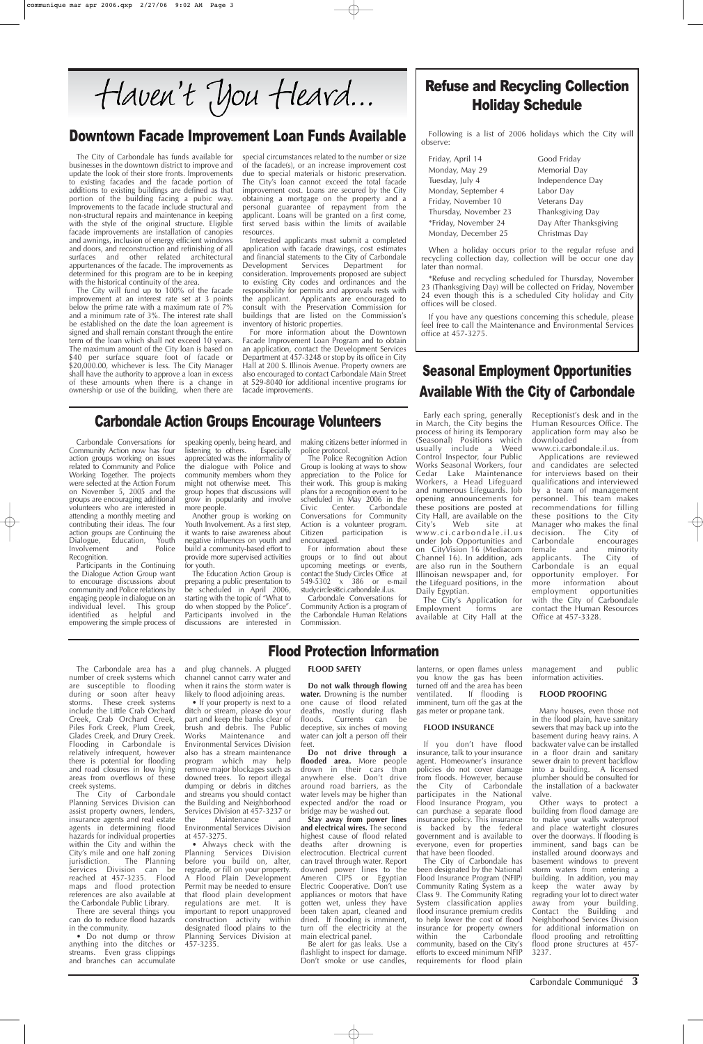# Haven't You Heard...

## Downtown Facade Improvement Loan Funds Available

The City of Carbondale has funds available for businesses in the downtown district to improve and update the look of their store fronts. Improvements to existing facades and the facade portion of additions to existing buildings are defined as that portion of the building facing a pubic way. Improvements to the facade include structural and non-structural repairs and maintenance in keeping with the style of the original structure. Eligible facade improvements are installation of canopies and awnings, inclusion of energy efficient windows and doors, and reconstruction and refinishing of all surfaces and other related architectural appurtenances of the facade. The improvements as determined for this program are to be in keeping with the historical continuity of the area.

The City will fund up to 100% of the facade improvement at an interest rate set at 3 points below the prime rate with a maximum rate of 7% and a minimum rate of 3%. The interest rate shall be established on the date the loan agreement is signed and shall remain constant through the entire term of the loan which shall not exceed 10 years. The maximum amount of the City loan is based on $40 per surface square foot of facade or $20,000.00, whichever is less. The City Manager shall have the authority to approve a loan in excess of these amounts when there is a change in ownership or use of the building, when there are special circumstances related to the number or size of the facade(s), or an increase improvement cost due to special materials or historic preservation. The City's loan cannot exceed the total facade improvement cost. Loans are secured by the City obtaining a mortgage on the property and a personal guarantee of repayment from the applicant. Loans will be granted on a first come, first served basis within the limits of available resources.

Interested applicants must submit a completed application with facade drawings, cost estimates and financial statements to the City of Carbondale Development Services Department for consideration. Improvements proposed are subject to existing City codes and ordinances and the responsibility for permits and approvals rests with the applicant. Applicants are encouraged to consult with the Preservation Commission for buildings that are listed on the Commission's inventory of historic properties.

For more information about the Downtown Facade Improvement Loan Program and to obtain an application, contact the Development Services Department at 457-3248 or stop by its office in City Hall at 200 S. Illinois Avenue. Property owners are also encouraged to contact Carbondale Main Street at 529-8040 for additional incentive programs for facade improvements.

## Refuse and Recycling Collection Holiday Schedule

Following is a list of 2006 holidays which the City will observe:

| | |
|---|---|
| Friday, April 14 | Good Friday |
| Monday, May 29 | Memorial Day |
| Tuesday, July 4 | Independence Day |
| Monday, September 4 | Labor Day |
| Friday, November 10 | Veterans Day |
| Thursday, November 23 | Thanksgiving Day |
| *Friday, November 24 | Day After Thanksgiving |
| Monday, December 25 | Christmas Day |

When a holiday occurs prior to the regular refuse and recycling collection day, collection will be occur one day later than normal.

*Refuse and recycling scheduled for Thursday, November 23 (Thanksgiving Day) will be collected on Friday, November 24 even though this is a scheduled City holiday and City offices will be closed.

If you have any questions concerning this schedule, please feel free to call the Maintenance and Environmental Services office at 457-3275.

## Carbondale Action Groups Encourage Volunteers

Carbondale Conversations for Community Action now has four action groups working on issues related to Community and Police Working Together. The projects were selected at the Action Forum on November 5, 2005 and the groups are encouraging additional volunteers who are interested in attending a monthly meeting and contributing their ideas. The four action groups are Continuing the Dialogue, Education, Youth Involvement and Police Recognition.

Participants in the Continuing the Dialogue Action Group want to encourage discussions about community and Police relations by engaging people in dialogue on an individual level. This group identified as helpful and empowering the simple process of speaking openly, being heard, and listening to others. Especially appreciated was the informality of the dialogue with Police and community members whom they might not otherwise meet. This group hopes that discussions will grow in popularity and involve more people.

Another group is working on Youth Involvement. As a first step, it wants to raise awareness about negative influences on youth and build a community-based effort to provide more supervised activities for youth.

The Education Action Group is preparing a public presentation to be scheduled in April 2006, starting with the topic of "What to do when stopped by the Police". Participants involved in the discussions are interested in making citizens better informed in police protocol.

The Police Recognition Action Group is looking at ways to show appreciation to the Police for their work. This group is making plans for a recognition event to be scheduled in May 2006 in the Civic Center. Carbondale Conversations for Community Action is a volunteer program. Citizen participation is encouraged.

For information about these groups or to find out about upcoming meetings or events, contact the Study Circles Office at 549-5302 x 386 or e-mail studycircles@ci.carbondale.il.us.

Carbondale Conversations for Community Action is a program of the Carbondale Human Relations Commission.

## Seasonal Employment Opportunities Available With the City of Carbondale

Early each spring, generally in March, the City begins the process of hiring its Temporary (Seasonal) Positions which usually include a Weed Control Inspector, four Public Works Seasonal Workers, four Cedar Lake Maintenance Workers, a Head Lifeguard and numerous Lifeguards. Job opening announcements for these positions are posted at City Hall, are available on the City's Web site at www.ci.carbondale.il.us under Job Opportunities and on CityVision 16 (Mediacom Channel 16). In addition, ads are also run in the Southern Illinoisan newspaper and, for the Lifeguard positions, in the Daily Egyptian.

The City's Application for Employment forms are available at City Hall at the Receptionist's desk and in the Human Resources Office. The application form may also be downloaded from www.ci.carbondale.il.us.

Applications are reviewed and candidates are selected for interviews based on their qualifications and interviewed by a team of management personnel. This team makes recommendations for filling these positions to the City Manager who makes the final decision. The City of Carbondale encourages female and minority applicants. The City of Carbondale is an equal opportunity employer. For more information about employment opportunities with the City of Carbondale contact the Human Resources Office at 457-3328.

## Flood Protection Information

The Carbondale area has a number of creek systems which are susceptible to flooding during or soon after heavy storms. These creek systems include the Little Crab Orchard Creek, Crab Orchard Creek, Piles Fork Creek, Plum Creek, Glades Creek, and Drury Creek. Flooding in Carbondale is relatively infrequent, however there is potential for flooding and road closures in low lying areas from overflows of these creek systems.

The City of Carbondale Planning Services Division can assist property owners, lenders, insurance agents and real estate agents in determining flood hazards for individual properties within the City and within the City's mile and one half zoning jurisdiction. The Planning Services Division can be reached at 457-3235. Flood maps and flood protection references are also available at the Carbondale Public Library.

There are several things you can do to reduce flood hazards in the community.

- Do not dump or throw anything into the ditches or streams. Even grass clippings and branches can accumulate and plug channels. A plugged channel cannot carry water and when it rains the storm water is likely to flood adjoining areas.
- If your property is next to a ditch or stream, please do your part and keep the banks clear of brush and debris. The Public Works Maintenance and Environmental Services Division also has a stream maintenance program which may help remove major blockages such as downed trees. To report illegal dumping or debris in ditches and streams you should contact the Building and Neighborhood Services Division at 457-3237 or the Maintenance and Environmental Services Division at 457-3275.
- Always check with the Planning Services Division before you build on, alter, regrade, or fill on your property. A Flood Plain Development Permit may be needed to ensure that flood plain development regulations are met. It is important to report unapproved construction activity within designated flood plains to the Planning Services Division at 457-3235.

### FLOOD SAFETY

**Do not walk through flowing water.** Drowning is the number one cause of flood related deaths, mostly during flash floods. Currents can be deceptive, six inches of moving water can jolt a person off their feet.

**Do not drive through a flooded area.** More people drown in their cars than anywhere else. Don't drive around road barriers, as the water levels may be higher than expected and/or the road or bridge may be washed out.

**Stay away from power lines and electrical wires.** The second highest cause of flood related deaths after drowning is electrocution. Electrical current can travel through water. Report downed power lines to the Ameren CIPS or Egyptian Electric Cooperative. Don't use appliances or motors that have gotten wet, unless they have been taken apart, cleaned and dried. If flooding is imminent, turn off the electricity at the main electrical panel.

Be alert for gas leaks. Use a flashlight to inspect for damage. Don't smoke or use candles, lanterns, or open flames unless you know the gas has been turned off and the area has been ventilated. If flooding is imminent, turn off the gas at the gas meter or propane tank.

### FLOOD INSURANCE

If you don't have flood insurance, talk to your insurance agent. Homeowner's insurance policies do not cover damage from floods. However, because the City of Carbondale participates in the National Flood Insurance Program, you can purchase a separate flood insurance policy. This insurance is backed by the federal government and is available to everyone, even for properties that have been flooded.

The City of Carbondale has been designated by the National Flood Insurance Program (NFIP) Community Rating System as a Class 9. The Community Rating System classification applies flood insurance premium credits to help lower the cost of flood insurance for property owners within the Carbondale community, based on the City's efforts to exceed minimum NFIP requirements for flood plain management and public information activities.

### FLOOD PROOFING

Many houses, even those not in the flood plain, have sanitary sewers that may back up into the basement during heavy rains. A backwater valve can be installed in a floor drain and sanitary sewer drain to prevent backflow into a building. A licensed plumber should be consulted for the installation of a backwater valve.

Other ways to protect a building from flood damage are to make your walls waterproof and place watertight closures over the doorways. If flooding is imminent, sand bags can be installed around doorways and basement windows to prevent storm waters from entering a building. In addition, you may keep the water away by regrading your lot to direct water away from your building. Contact the Building and Neighborhood Services Division for additional information on flood proofing and retrofitting flood prone structures at 457-3237.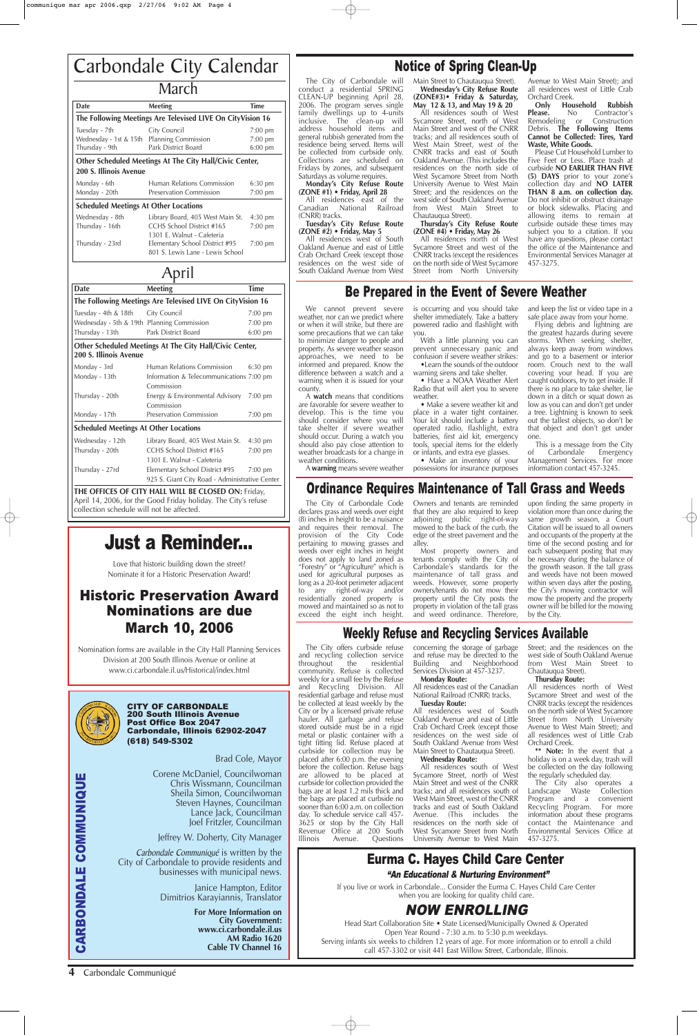# Carbondale City Calendar

## March

| Date | Meeting | Time |
|---|---|---|
| **The Following Meetings Are Televised LIVE On CityVision 16** | | |
| Tuesday - 7th | City Council | 7:00 pm |
| Wednesday - 1st & 15th | Planning Commission | 7:00 pm |
| Thursday - 9th | Park District Board | 6:00 pm |
| **Other Scheduled Meetings At The City Hall/Civic Center, 200 S. Illinois Avenue** | | |
| Monday - 6th | Human Relations Commission | 6:30 pm |
| Monday - 20th | Preservation Commission | 7:00 pm |
| **Scheduled Meetings At Other Locations** | | |
| Wednesday - 8th | Library Board, 405 West Main St. | 4:30 pm |
| Thursday - 16th | CCHS School District #165 1301 E. Walnut - Cafeteria | 7:00 pm |
| Thursday - 23rd | Elementary School District #95 801 S. Lewis Lane - Lewis School | 7:00 pm |

## April

| Date | Meeting | Time |
|---|---|---|
| **The Following Meetings Are Televised LIVE On CityVision 16** | | |
| Tuesday - 4th & 18th | City Council | 7:00 pm |
| Wednesday - 5th & 19th | Planning Commission | 7:00 pm |
| Thursday - 13th | Park District Board | 6:00 pm |
| **Other Scheduled Meetings At The City Hall/Civic Center, 200 S. Illinois Avenue** | | |
| Monday - 3rd | Human Relations Commission | 6:30 pm |
| Monday - 13th | Information & Telecommunications Commission | 7:00 pm |
| Thursday - 20th | Energy & Environmental Advisory Commission | 7:00 pm |
| Monday - 17th | Preservation Commission | 7:00 pm |
| **Scheduled Meetings At Other Locations** | | |
| Wednesday - 12th | Library Board, 405 West Main St. | 4:30 pm |
| Thursday - 20th | CCHS School District #165 1301 E. Walnut - Cafeteria | 7:00 pm |
| Thursday - 27rd | Elementary School District #95 925 S. Giant City Road - Administrative Center | 7:00 pm |

**THE OFFICES OF CITY HALL WILL BE CLOSED ON:** Friday, April 14, 2006, for the Good Friday holiday. The City's refuse collection schedule will not be affected.

# Just a Reminder...

Love that historic building down the street? Nominate it for a Historic Preservation Award!

## Historic Preservation Award Nominations are due March 10, 2006

Nomination forms are available in the City Hall Planning Services Division at 200 South Illinois Avenue or online at www.ci.carbondale.il.us/Historical/index.html

**CITY OF CARBONDALE**
**200 South Illinois Avenue**
**Post Office Box 2047**
**Carbondale, Illinois 62902-2047**
**(618) 549-5302**

Brad Cole, Mayor

Corene McDaniel, Councilwoman
Chris Wissmann, Councilman
Sheila Simon, Councilwoman
Steven Haynes, Councilman
Lance Jack, Councilman
Joel Fritzler, Councilman

Jeffrey W. Doherty, City Manager

*Carbondale Communiqué* is written by the City of Carbondale to provide residents and businesses with municipal news.

Janice Hampton, Editor
Dimitrios Karayiannis, Translator

**For More Information on City Government:**
**www.ci.carbondale.il.us**
**AM Radio 1620**
**Cable TV Channel 16**

**CARBONDALE COMMUNIQUE**

# Notice of Spring Clean-Up

The City of Carbondale will conduct a residential SPRING CLEAN-UP beginning April 28, 2006. The program serves single family dwellings up to 4-units inclusive. The clean-up will address household items and general rubbish generated from the residence being served. Items will be collected from curbside only. Collections are scheduled on Fridays by zones, and subsequent Saturdays as volume requires.

**Monday's City Refuse Route (ZONE #1) • Friday, April 28**
All residences east of the Canadian National Railroad (CNRR) tracks.

**Tuesday's City Refuse Route (ZONE #2) • Friday, May 5**
All residences west of South Oakland Avenue and east of Little Crab Orchard Creek (except those residences on the west side of South Oakland Avenue from West Main Street to Chautauqua Street).

**Wednesday's City Refuse Route (ZONE#3) • Friday & Saturday, May 12 & 13, and May 19 & 20**
All residences south of West Sycamore Street, north of West Main Street and west of the CNRR tracks; and all residences south of West Main Street, west of the CNRR tracks and east of South Oakland Avenue. (This includes the residences on the north side of West Sycamore Street from North University Avenue to West Main Street; and the residences on the west side of South Oakland Avenue from West Main Street to Chautauqua Street).

**Thursday's City Refuse Route (ZONE #4) • Friday, May 26**
All residences north of West Sycamore Street and west of the CNRR tracks (except the residences on the north side of West Sycamore Street from North University Avenue to West Main Street); and all residences west of Little Crab Orchard Creek.

**Only Household Rubbish Please.** No Contractor's Remodeling or Construction Debris. **The Following Items Cannot be Collected: Tires, Yard Waste, White Goods.**

Please Cut Household Lumber to Five Feet or Less. Place trash at curbside **NO EARLIER THAN FIVE (5) DAYS** prior to your zone's collection day and **NO LATER THAN 8 a.m. on collection day.** Do not inhibit or obstruct drainage or block sidewalks. Placing and allowing items to remain at curbside outside these times may subject you to a citation. If you have any questions, please contact the office of the Maintenance and Environmental Services Manager at 457-3275.

# Be Prepared in the Event of Severe Weather

We cannot prevent severe weather, nor can we predict where or when it will strike, but there are some precautions that we can take to minimize danger to people and property. As severe weather season approaches, we need to be informed and prepared. Know the difference between a watch and a warning when it is issued for your county.

A **watch** means that conditions are favorable for severe weather to develop. This is the time you should consider where you will take shelter if severe weather should occur. During a watch you should also pay close attention to weather broadcasts for a change in weather conditions.

A **warning** means severe weather is occurring and you should take shelter immediately. Take a battery powered radio and flashlight with you.

With a little planning you can prevent unnecessary panic and confusion if severe weather strikes:

- Learn the sounds of the outdoor warning sirens and take shelter.
- Have a NOAA Weather Alert Radio that will alert you to severe weather.
- Make a severe weather kit and place in a water tight container. Your kit should include a battery operated radio, flashlight, extra batteries, first aid kit, emergency tools, special items for the elderly or infants, and extra eye glasses.
- Make an inventory of your possessions for insurance purposes and keep the list or video tape in a safe place away from your home.

Flying debris and lightning are the greatest hazards during severe storms. When seeking shelter, always keep away from windows and go to a basement or interior room. Crouch next to the wall covering your head. If you are caught outdoors, try to get inside. If there is no place to take shelter, lie down in a ditch or squat down as low as you can and don't get under a tree. Lightning is known to seek out the tallest objects, so don't be that object and don't get under one.

This is a message from the City of Carbondale Emergency Management Services. For more information contact 457-3245.

# Ordinance Requires Maintenance of Tall Grass and Weeds

The City of Carbondale Code declares grass and weeds over eight (8) inches in height to be a nuisance and requires their removal. The provision of the City Code pertaining to mowing grasses and weeds over eight inches in height does not apply to land zoned as "Forestry" or "Agriculture" which is used for agricultural purposes as long as a 20-foot perimeter adjacent to any right-of-way and/or residentially zoned property is mowed and maintained so as not to exceed the eight inch height. Owners and tenants are reminded that they are also required to keep adjoining public right-of-way mowed to the back of the curb, the edge of the street pavement and the alley.

Most property owners and tenants comply with the City of Carbondale's standards for the maintenance of tall grass and weeds. However, some property owners/tenants do not mow their property until the City posts the property in violation of the tall grass and weed ordinance. Therefore, upon finding the same property in violation more than once during the same growth season, a Court Citation will be issued to all owners and occupants of the property at the time of the second posting and for each subsequent posting that may be necessary during the balance of the growth season. If the tall grass and weeds have not been mowed within seven days after the posting, the City's mowing contractor will mow the property and the property owner will be billed for the mowing by the City.

# Weekly Refuse and Recycling Services Available

The City offers curbside refuse and recycling collection service throughout the residential community. Refuse is collected weekly for a small fee by the Refuse and Recycling Division. All residential garbage and refuse must be collected at least weekly by the City or by a licensed private refuse hauler. All garbage and refuse stored outside must be in a rigid metal or plastic container with a tight fitting lid. Refuse placed at curbside for collection may be placed after 6:00 p.m. the evening before the collection. Refuse bags are allowed to be placed at curbside for collection provided the bags are at least 1.2 mils thick and the bags are placed at curbside no sooner than 6:00 a.m. on collection day. To schedule service call 457-3625 or stop by the City Hall Revenue Office at 200 South Illinois Avenue. Questions concerning the storage of garbage and refuse may be directed to the Building and Neighborhood Services Division at 457-3237.

**Monday Route:**
All residences east of the Canadian National Railroad (CNRR) tracks.

**Tuesday Route:**
All residences west of South Oakland Avenue and east of Little Crab Orchard Creek (except those residences on the west side of South Oakland Avenue from West Main Street to Chautauqua Street).

**Wednesday Route:**
All residences south of West Sycamore Street, north of West Main Street and west of the CNRR tracks; and all residences south of West Main Street, west of the CNRR tracks and east of South Oakland Avenue. (This includes the residences on the north side of West Sycamore Street from North University Avenue to West Main Street; and the residences on the west side of South Oakland Avenue from West Main Street to Chautauqua Street).

**Thursday Route:**
All residences north of West Sycamore Street and west of the CNRR tracks (except the residences on the north side of West Sycamore Street from North University Avenue to West Main Street); and all residences west of Little Crab Orchard Creek.

**\*\* Note:** In the event that a holiday is on a week day, trash will be collected on the day following the regularly scheduled day.

The City also operates a Landscape Waste Collection Program and a convenient Recycling Program. For more information about these programs contact the Maintenance and Environmental Services Office at 457-3275.

# Eurma C. Hayes Child Care Center

***"An Educational & Nurturing Environment"***

If you live or work in Carbondale... Consider the Eurma C. Hayes Child Care Center when you are looking for quality child care.

## NOW ENROLLING

Head Start Collaboration Site • State Licensed/Municipally Owned & Operated
Open Year Round - 7:30 a.m. to 5:30 p.m weekdays.
Serving infants six weeks to children 12 years of age. For more information or to enroll a child call 457-3302 or visit 441 East Willow Street, Carbondale, Illinois.